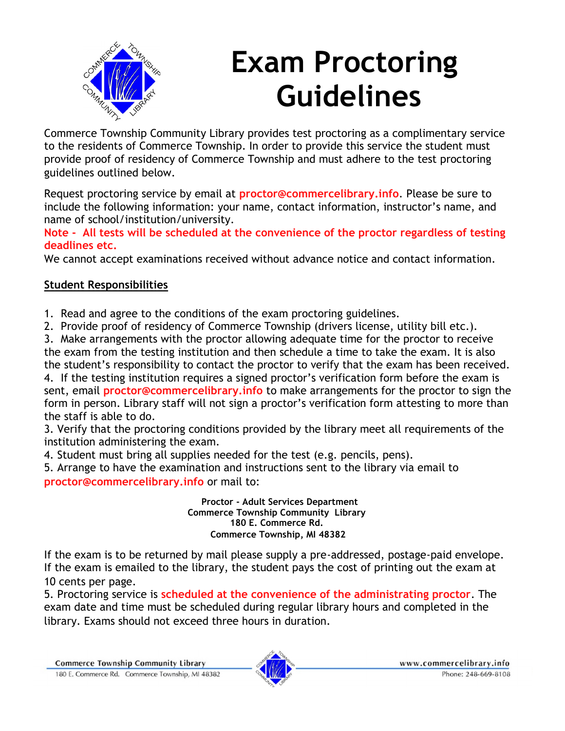# Exam Proctoring Guidelines

Commerce Township Community Library provides test proctoring as a complimentary service to the residents of Commerce Township. In order to provide this service the student must provide proof of residency of Commerce Township and must adhere to the test proctoring guidelines outlined below.

Request proctoring service by email at **proctor@commercelibrary.info**. Please be sure to include the following information: your name, contact information, instructor's name, and name of school/institution/university.

**Note - All tests will be scheduled at the convenience of the proctor regardless of testing deadlines etc.**

We cannot accept examinations received without advance notice and contact information.

## Student Responsibilities

1. Read and agree to the conditions of the exam proctoring guidelines.
2. Provide proof of residency of Commerce Township (drivers license, utility bill etc.).
3. Make arrangements with the proctor allowing adequate time for the proctor to receive the exam from the testing institution and then schedule a time to take the exam. It is also the student's responsibility to contact the proctor to verify that the exam has been received.
4. If the testing institution requires a signed proctor's verification form before the exam is sent, email **proctor@commercelibrary.info** to make arrangements for the proctor to sign the form in person. Library staff will not sign a proctor's verification form attesting to more than the staff is able to do.

3. Verify that the proctoring conditions provided by the library meet all requirements of the institution administering the exam.

4. Student must bring all supplies needed for the test (e.g. pencils, pens).

5. Arrange to have the examination and instructions sent to the library via email to **proctor@commercelibrary.info** or mail to:

**Proctor - Adult Services Department**
**Commerce Township Community Library**
**180 E. Commerce Rd.**
**Commerce Township, MI 48382**

If the exam is to be returned by mail please supply a pre-addressed, postage-paid envelope. If the exam is emailed to the library, the student pays the cost of printing out the exam at 10 cents per page.

5. Proctoring service is **scheduled at the convenience of the administrating proctor**. The exam date and time must be scheduled during regular library hours and completed in the library. Exams should not exceed three hours in duration.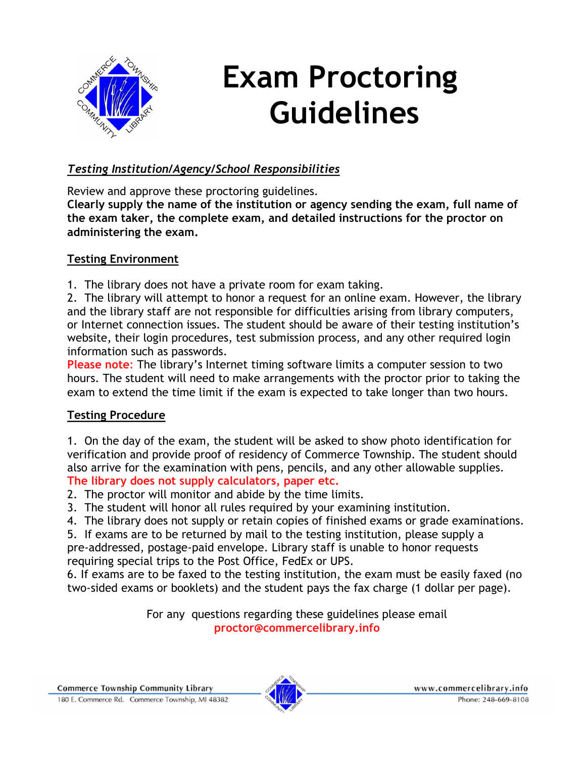# Exam Proctoring Guidelines

***Testing Institution/Agency/School Responsibilities***

Review and approve these proctoring guidelines.
**Clearly supply the name of the institution or agency sending the exam, full name of the exam taker, the complete exam, and detailed instructions for the proctor on administering the exam.**

**Testing Environment**

1. The library does not have a private room for exam taking.
2. The library will attempt to honor a request for an online exam. However, the library and the library staff are not responsible for difficulties arising from library computers, or Internet connection issues. The student should be aware of their testing institution's website, their login procedures, test submission process, and any other required login information such as passwords.

**Please note**: The library's Internet timing software limits a computer session to two hours. The student will need to make arrangements with the proctor prior to taking the exam to extend the time limit if the exam is expected to take longer than two hours.

**Testing Procedure**

1. On the day of the exam, the student will be asked to show photo identification for verification and provide proof of residency of Commerce Township. The student should also arrive for the examination with pens, pencils, and any other allowable supplies. **The library does not supply calculators, paper etc.**
2. The proctor will monitor and abide by the time limits.
3. The student will honor all rules required by your examining institution.
4. The library does not supply or retain copies of finished exams or grade examinations.
5. If exams are to be returned by mail to the testing institution, please supply a pre-addressed, postage-paid envelope. Library staff is unable to honor requests requiring special trips to the Post Office, FedEx or UPS.
6. If exams are to be faxed to the testing institution, the exam must be easily faxed (no two-sided exams or booklets) and the student pays the fax charge (1 dollar per page).

For any questions regarding these guidelines please email
**proctor@commercelibrary.info**

Commerce Township Community Library
180 E. Commerce Rd. Commerce Township, MI 48382

www.commercelibrary.info
Phone: 248-669-8108